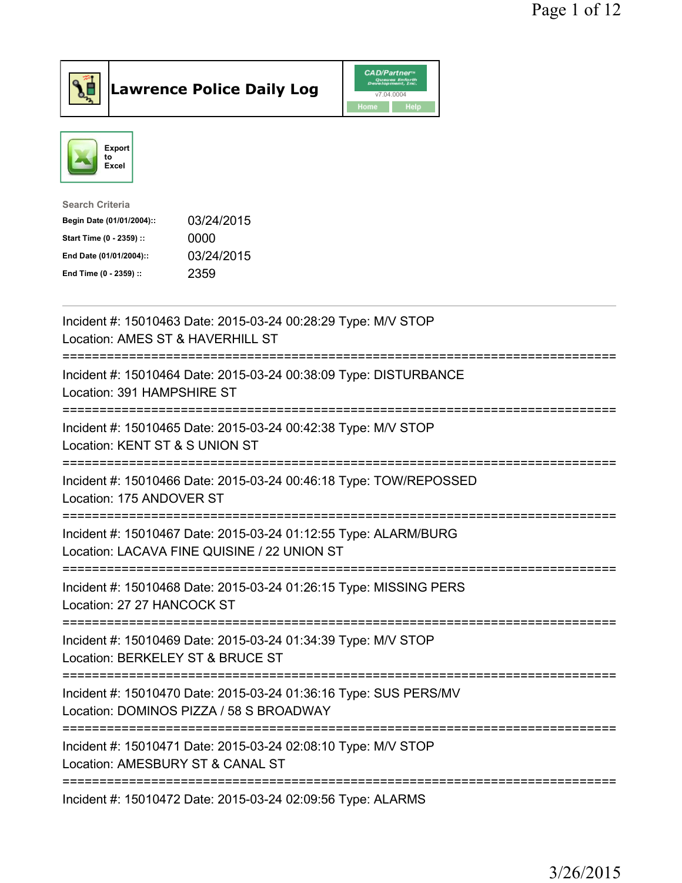# Lawrence Police Daily Log

CAD/Partner v7.04.0004

Home | Help

Export to Excel

**Search Criteria**

| | |
|---|---|
| **Begin Date (01/01/2004)::** | 03/24/2015 |
| **Start Time (0 - 2359) ::** | 0000 |
| **End Date (01/01/2004)::** | 03/24/2015 |
| **End Time (0 - 2359) ::** | 2359 |

---

Incident #: 15010463 Date: 2015-03-24 00:28:29 Type: M/V STOP
Location: AMES ST & HAVERHILL ST

===========================================================================

Incident #: 15010464 Date: 2015-03-24 00:38:09 Type: DISTURBANCE
Location: 391 HAMPSHIRE ST

===========================================================================

Incident #: 15010465 Date: 2015-03-24 00:42:38 Type: M/V STOP
Location: KENT ST & S UNION ST

===========================================================================

Incident #: 15010466 Date: 2015-03-24 00:46:18 Type: TOW/REPOSSED
Location: 175 ANDOVER ST

===========================================================================

Incident #: 15010467 Date: 2015-03-24 01:12:55 Type: ALARM/BURG
Location: LACAVA FINE QUISINE / 22 UNION ST

===========================================================================

Incident #: 15010468 Date: 2015-03-24 01:26:15 Type: MISSING PERS
Location: 27 27 HANCOCK ST

===========================================================================

Incident #: 15010469 Date: 2015-03-24 01:34:39 Type: M/V STOP
Location: BERKELEY ST & BRUCE ST

===========================================================================

Incident #: 15010470 Date: 2015-03-24 01:36:16 Type: SUS PERS/MV
Location: DOMINOS PIZZA / 58 S BROADWAY

===========================================================================

Incident #: 15010471 Date: 2015-03-24 02:08:10 Type: M/V STOP
Location: AMESBURY ST & CANAL ST

===========================================================================

Incident #: 15010472 Date: 2015-03-24 02:09:56 Type: ALARMS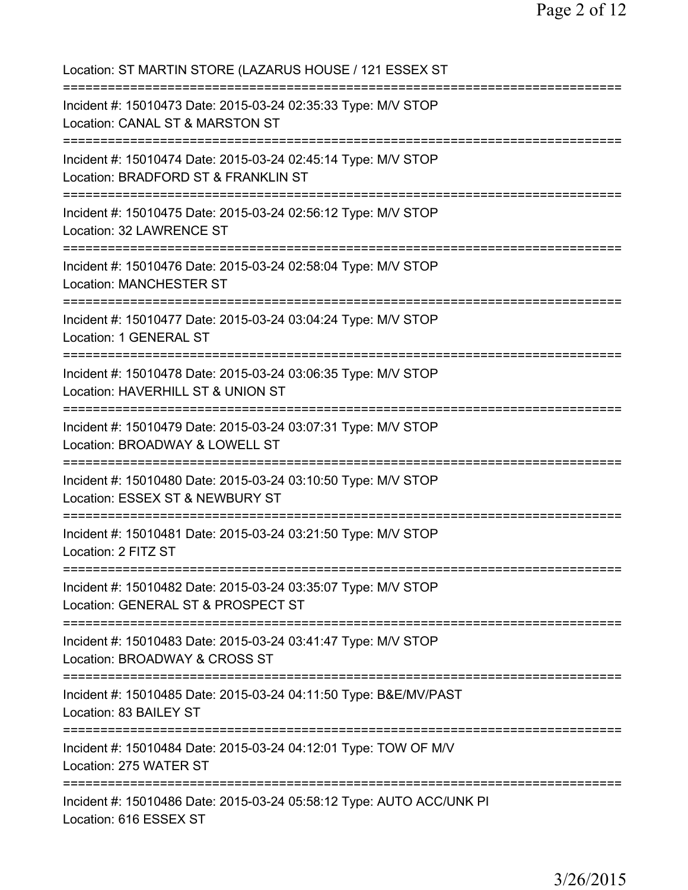Location: ST MARTIN STORE (LAZARUS HOUSE / 121 ESSEX ST

===========================================================================

Incident #: 15010473 Date: 2015-03-24 02:35:33 Type: M/V STOP
Location: CANAL ST & MARSTON ST

===========================================================================

Incident #: 15010474 Date: 2015-03-24 02:45:14 Type: M/V STOP
Location: BRADFORD ST & FRANKLIN ST

===========================================================================

Incident #: 15010475 Date: 2015-03-24 02:56:12 Type: M/V STOP
Location: 32 LAWRENCE ST

===========================================================================

Incident #: 15010476 Date: 2015-03-24 02:58:04 Type: M/V STOP
Location: MANCHESTER ST

===========================================================================

Incident #: 15010477 Date: 2015-03-24 03:04:24 Type: M/V STOP
Location: 1 GENERAL ST

===========================================================================

Incident #: 15010478 Date: 2015-03-24 03:06:35 Type: M/V STOP
Location: HAVERHILL ST & UNION ST

===========================================================================

Incident #: 15010479 Date: 2015-03-24 03:07:31 Type: M/V STOP
Location: BROADWAY & LOWELL ST

===========================================================================

Incident #: 15010480 Date: 2015-03-24 03:10:50 Type: M/V STOP
Location: ESSEX ST & NEWBURY ST

===========================================================================

Incident #: 15010481 Date: 2015-03-24 03:21:50 Type: M/V STOP
Location: 2 FITZ ST

===========================================================================

Incident #: 15010482 Date: 2015-03-24 03:35:07 Type: M/V STOP
Location: GENERAL ST & PROSPECT ST

===========================================================================

Incident #: 15010483 Date: 2015-03-24 03:41:47 Type: M/V STOP
Location: BROADWAY & CROSS ST

===========================================================================

Incident #: 15010485 Date: 2015-03-24 04:11:50 Type: B&E/MV/PAST
Location: 83 BAILEY ST

===========================================================================

Incident #: 15010484 Date: 2015-03-24 04:12:01 Type: TOW OF M/V
Location: 275 WATER ST

===========================================================================

Incident #: 15010486 Date: 2015-03-24 05:58:12 Type: AUTO ACC/UNK PI
Location: 616 ESSEX ST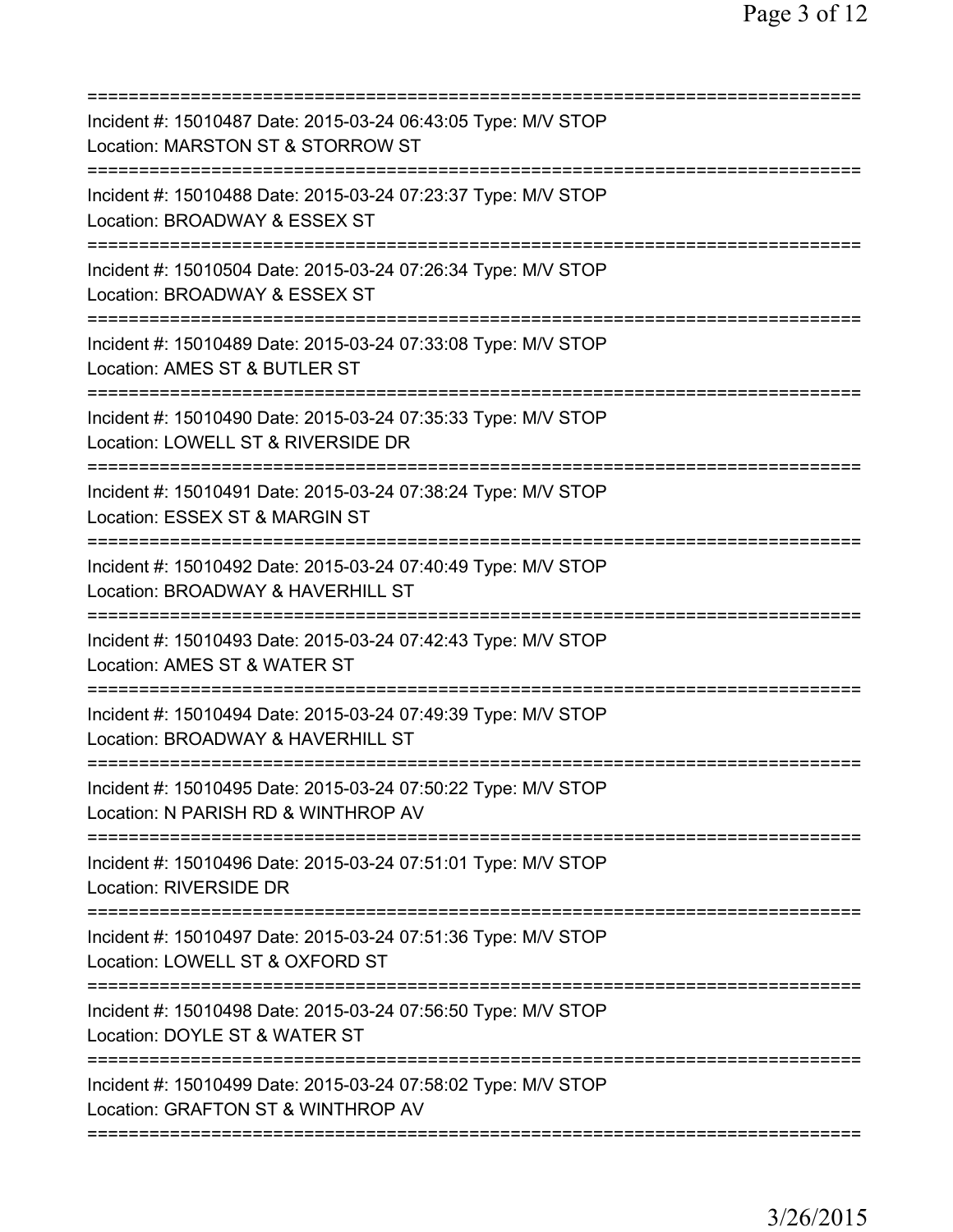===========================================================================
Incident #: 15010487 Date: 2015-03-24 06:43:05 Type: M/V STOP
Location: MARSTON ST & STORROW ST
===========================================================================
Incident #: 15010488 Date: 2015-03-24 07:23:37 Type: M/V STOP
Location: BROADWAY & ESSEX ST
===========================================================================
Incident #: 15010504 Date: 2015-03-24 07:26:34 Type: M/V STOP
Location: BROADWAY & ESSEX ST
===========================================================================
Incident #: 15010489 Date: 2015-03-24 07:33:08 Type: M/V STOP
Location: AMES ST & BUTLER ST
===========================================================================
Incident #: 15010490 Date: 2015-03-24 07:35:33 Type: M/V STOP
Location: LOWELL ST & RIVERSIDE DR
===========================================================================
Incident #: 15010491 Date: 2015-03-24 07:38:24 Type: M/V STOP
Location: ESSEX ST & MARGIN ST
===========================================================================
Incident #: 15010492 Date: 2015-03-24 07:40:49 Type: M/V STOP
Location: BROADWAY & HAVERHILL ST
===========================================================================
Incident #: 15010493 Date: 2015-03-24 07:42:43 Type: M/V STOP
Location: AMES ST & WATER ST
===========================================================================
Incident #: 15010494 Date: 2015-03-24 07:49:39 Type: M/V STOP
Location: BROADWAY & HAVERHILL ST
===========================================================================
Incident #: 15010495 Date: 2015-03-24 07:50:22 Type: M/V STOP
Location: N PARISH RD & WINTHROP AV
===========================================================================
Incident #: 15010496 Date: 2015-03-24 07:51:01 Type: M/V STOP
Location: RIVERSIDE DR
===========================================================================
Incident #: 15010497 Date: 2015-03-24 07:51:36 Type: M/V STOP
Location: LOWELL ST & OXFORD ST
===========================================================================
Incident #: 15010498 Date: 2015-03-24 07:56:50 Type: M/V STOP
Location: DOYLE ST & WATER ST
===========================================================================
Incident #: 15010499 Date: 2015-03-24 07:58:02 Type: M/V STOP
Location: GRAFTON ST & WINTHROP AV
===========================================================================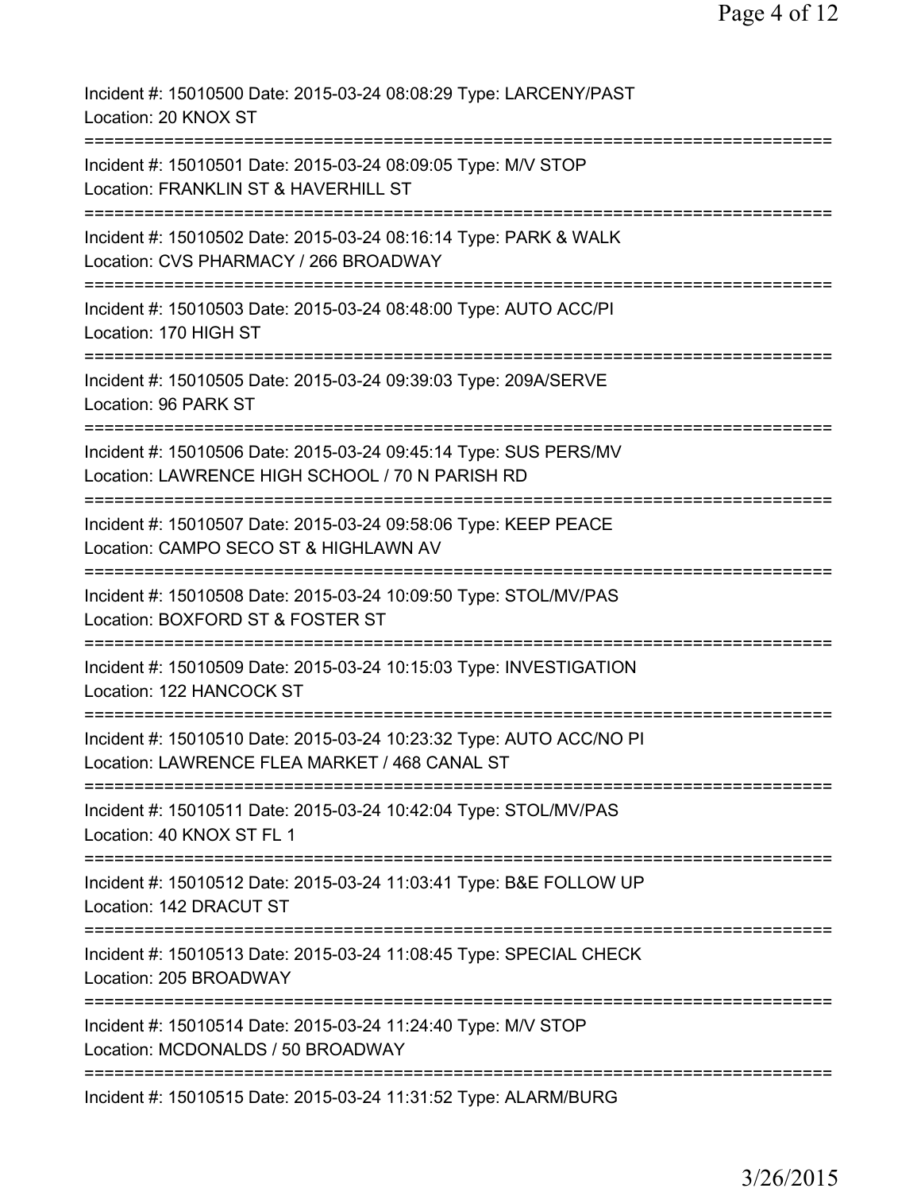Incident #: 15010500 Date: 2015-03-24 08:08:29 Type: LARCENY/PAST
Location: 20 KNOX ST
===========================================================================
Incident #: 15010501 Date: 2015-03-24 08:09:05 Type: M/V STOP
Location: FRANKLIN ST & HAVERHILL ST
===========================================================================
Incident #: 15010502 Date: 2015-03-24 08:16:14 Type: PARK & WALK
Location: CVS PHARMACY / 266 BROADWAY
===========================================================================
Incident #: 15010503 Date: 2015-03-24 08:48:00 Type: AUTO ACC/PI
Location: 170 HIGH ST
===========================================================================
Incident #: 15010505 Date: 2015-03-24 09:39:03 Type: 209A/SERVE
Location: 96 PARK ST
===========================================================================
Incident #: 15010506 Date: 2015-03-24 09:45:14 Type: SUS PERS/MV
Location: LAWRENCE HIGH SCHOOL / 70 N PARISH RD
===========================================================================
Incident #: 15010507 Date: 2015-03-24 09:58:06 Type: KEEP PEACE
Location: CAMPO SECO ST & HIGHLAWN AV
===========================================================================
Incident #: 15010508 Date: 2015-03-24 10:09:50 Type: STOL/MV/PAS
Location: BOXFORD ST & FOSTER ST
===========================================================================
Incident #: 15010509 Date: 2015-03-24 10:15:03 Type: INVESTIGATION
Location: 122 HANCOCK ST
===========================================================================
Incident #: 15010510 Date: 2015-03-24 10:23:32 Type: AUTO ACC/NO PI
Location: LAWRENCE FLEA MARKET / 468 CANAL ST
===========================================================================
Incident #: 15010511 Date: 2015-03-24 10:42:04 Type: STOL/MV/PAS
Location: 40 KNOX ST FL 1
===========================================================================
Incident #: 15010512 Date: 2015-03-24 11:03:41 Type: B&E FOLLOW UP
Location: 142 DRACUT ST
===========================================================================
Incident #: 15010513 Date: 2015-03-24 11:08:45 Type: SPECIAL CHECK
Location: 205 BROADWAY
===========================================================================
Incident #: 15010514 Date: 2015-03-24 11:24:40 Type: M/V STOP
Location: MCDONALDS / 50 BROADWAY
===========================================================================
Incident #: 15010515 Date: 2015-03-24 11:31:52 Type: ALARM/BURG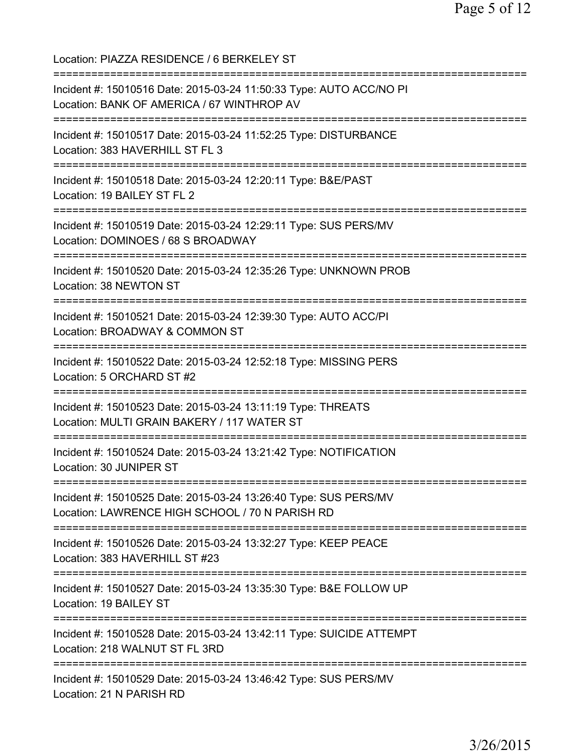Location: PIAZZA RESIDENCE / 6 BERKELEY ST

===========================================================================

Incident #: 15010516 Date: 2015-03-24 11:50:33 Type: AUTO ACC/NO PI
Location: BANK OF AMERICA / 67 WINTHROP AV

===========================================================================

Incident #: 15010517 Date: 2015-03-24 11:52:25 Type: DISTURBANCE
Location: 383 HAVERHILL ST FL 3

===========================================================================

Incident #: 15010518 Date: 2015-03-24 12:20:11 Type: B&E/PAST
Location: 19 BAILEY ST FL 2

===========================================================================

Incident #: 15010519 Date: 2015-03-24 12:29:11 Type: SUS PERS/MV
Location: DOMINOES / 68 S BROADWAY

===========================================================================

Incident #: 15010520 Date: 2015-03-24 12:35:26 Type: UNKNOWN PROB
Location: 38 NEWTON ST

===========================================================================

Incident #: 15010521 Date: 2015-03-24 12:39:30 Type: AUTO ACC/PI
Location: BROADWAY & COMMON ST

===========================================================================

Incident #: 15010522 Date: 2015-03-24 12:52:18 Type: MISSING PERS
Location: 5 ORCHARD ST #2

===========================================================================

Incident #: 15010523 Date: 2015-03-24 13:11:19 Type: THREATS
Location: MULTI GRAIN BAKERY / 117 WATER ST

===========================================================================

Incident #: 15010524 Date: 2015-03-24 13:21:42 Type: NOTIFICATION
Location: 30 JUNIPER ST

===========================================================================

Incident #: 15010525 Date: 2015-03-24 13:26:40 Type: SUS PERS/MV
Location: LAWRENCE HIGH SCHOOL / 70 N PARISH RD

===========================================================================

Incident #: 15010526 Date: 2015-03-24 13:32:27 Type: KEEP PEACE
Location: 383 HAVERHILL ST #23

===========================================================================

Incident #: 15010527 Date: 2015-03-24 13:35:30 Type: B&E FOLLOW UP
Location: 19 BAILEY ST

===========================================================================

Incident #: 15010528 Date: 2015-03-24 13:42:11 Type: SUICIDE ATTEMPT
Location: 218 WALNUT ST FL 3RD

===========================================================================

Incident #: 15010529 Date: 2015-03-24 13:46:42 Type: SUS PERS/MV
Location: 21 N PARISH RD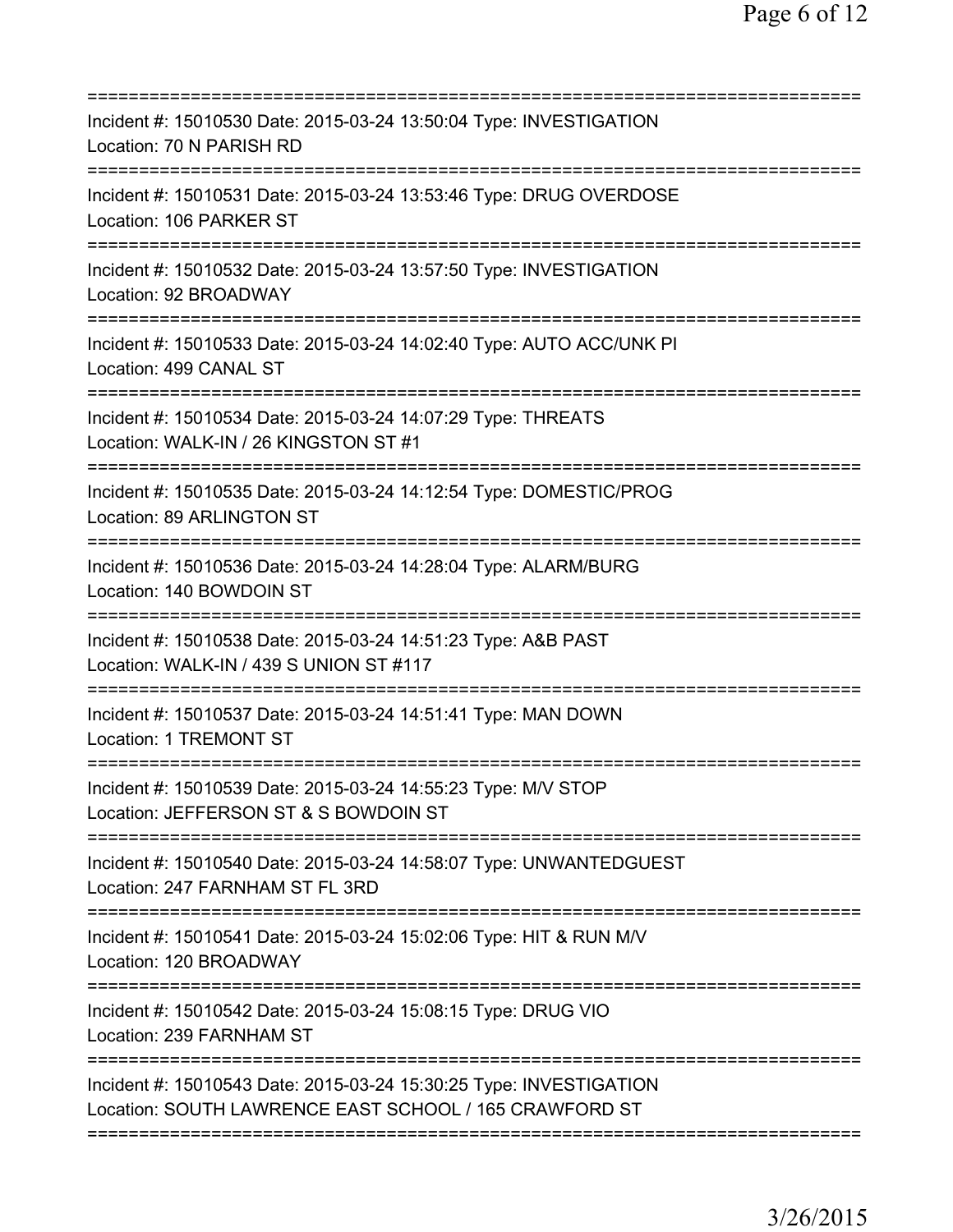===========================================================================

Incident #: 15010530 Date: 2015-03-24 13:50:04 Type: INVESTIGATION
Location: 70 N PARISH RD

===========================================================================

Incident #: 15010531 Date: 2015-03-24 13:53:46 Type: DRUG OVERDOSE
Location: 106 PARKER ST

===========================================================================

Incident #: 15010532 Date: 2015-03-24 13:57:50 Type: INVESTIGATION
Location: 92 BROADWAY

===========================================================================

Incident #: 15010533 Date: 2015-03-24 14:02:40 Type: AUTO ACC/UNK PI
Location: 499 CANAL ST

===========================================================================

Incident #: 15010534 Date: 2015-03-24 14:07:29 Type: THREATS
Location: WALK-IN / 26 KINGSTON ST #1

===========================================================================

Incident #: 15010535 Date: 2015-03-24 14:12:54 Type: DOMESTIC/PROG
Location: 89 ARLINGTON ST

===========================================================================

Incident #: 15010536 Date: 2015-03-24 14:28:04 Type: ALARM/BURG
Location: 140 BOWDOIN ST

===========================================================================

Incident #: 15010538 Date: 2015-03-24 14:51:23 Type: A&B PAST
Location: WALK-IN / 439 S UNION ST #117

===========================================================================

Incident #: 15010537 Date: 2015-03-24 14:51:41 Type: MAN DOWN
Location: 1 TREMONT ST

===========================================================================

Incident #: 15010539 Date: 2015-03-24 14:55:23 Type: M/V STOP
Location: JEFFERSON ST & S BOWDOIN ST

===========================================================================

Incident #: 15010540 Date: 2015-03-24 14:58:07 Type: UNWANTEDGUEST
Location: 247 FARNHAM ST FL 3RD

===========================================================================

Incident #: 15010541 Date: 2015-03-24 15:02:06 Type: HIT & RUN M/V
Location: 120 BROADWAY

===========================================================================

Incident #: 15010542 Date: 2015-03-24 15:08:15 Type: DRUG VIO
Location: 239 FARNHAM ST

===========================================================================

Incident #: 15010543 Date: 2015-03-24 15:30:25 Type: INVESTIGATION
Location: SOUTH LAWRENCE EAST SCHOOL / 165 CRAWFORD ST

===========================================================================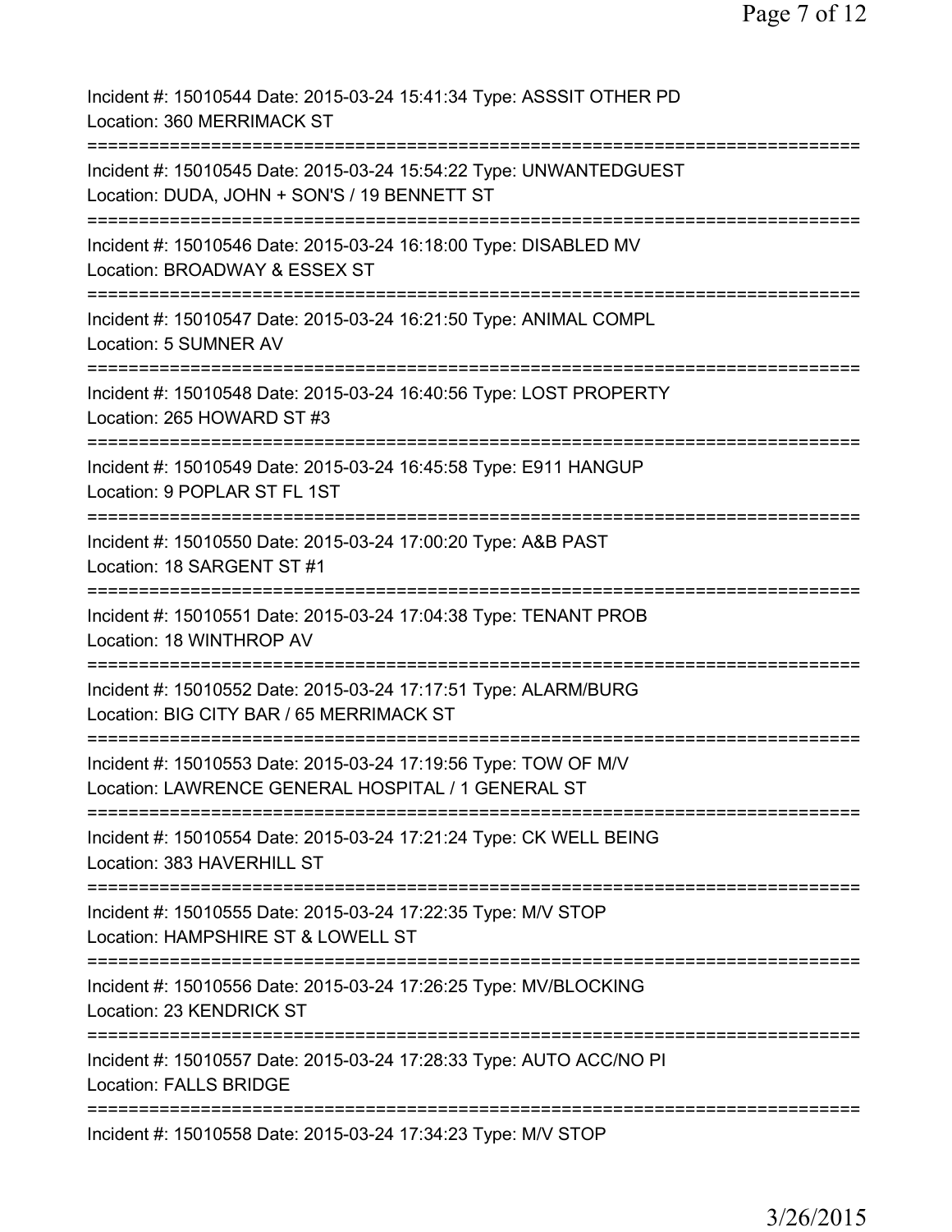Incident #: 15010544 Date: 2015-03-24 15:41:34 Type: ASSSIT OTHER PD
Location: 360 MERRIMACK ST

===========================================================================

Incident #: 15010545 Date: 2015-03-24 15:54:22 Type: UNWANTEDGUEST
Location: DUDA, JOHN + SON'S / 19 BENNETT ST

===========================================================================

Incident #: 15010546 Date: 2015-03-24 16:18:00 Type: DISABLED MV
Location: BROADWAY & ESSEX ST

===========================================================================

Incident #: 15010547 Date: 2015-03-24 16:21:50 Type: ANIMAL COMPL
Location: 5 SUMNER AV

===========================================================================

Incident #: 15010548 Date: 2015-03-24 16:40:56 Type: LOST PROPERTY
Location: 265 HOWARD ST #3

===========================================================================

Incident #: 15010549 Date: 2015-03-24 16:45:58 Type: E911 HANGUP
Location: 9 POPLAR ST FL 1ST

===========================================================================

Incident #: 15010550 Date: 2015-03-24 17:00:20 Type: A&B PAST
Location: 18 SARGENT ST #1

===========================================================================

Incident #: 15010551 Date: 2015-03-24 17:04:38 Type: TENANT PROB
Location: 18 WINTHROP AV

===========================================================================

Incident #: 15010552 Date: 2015-03-24 17:17:51 Type: ALARM/BURG
Location: BIG CITY BAR / 65 MERRIMACK ST

===========================================================================

Incident #: 15010553 Date: 2015-03-24 17:19:56 Type: TOW OF M/V
Location: LAWRENCE GENERAL HOSPITAL / 1 GENERAL ST

===========================================================================

Incident #: 15010554 Date: 2015-03-24 17:21:24 Type: CK WELL BEING
Location: 383 HAVERHILL ST

===========================================================================

Incident #: 15010555 Date: 2015-03-24 17:22:35 Type: M/V STOP
Location: HAMPSHIRE ST & LOWELL ST

===========================================================================

Incident #: 15010556 Date: 2015-03-24 17:26:25 Type: MV/BLOCKING
Location: 23 KENDRICK ST

===========================================================================

Incident #: 15010557 Date: 2015-03-24 17:28:33 Type: AUTO ACC/NO PI
Location: FALLS BRIDGE

===========================================================================

Incident #: 15010558 Date: 2015-03-24 17:34:23 Type: M/V STOP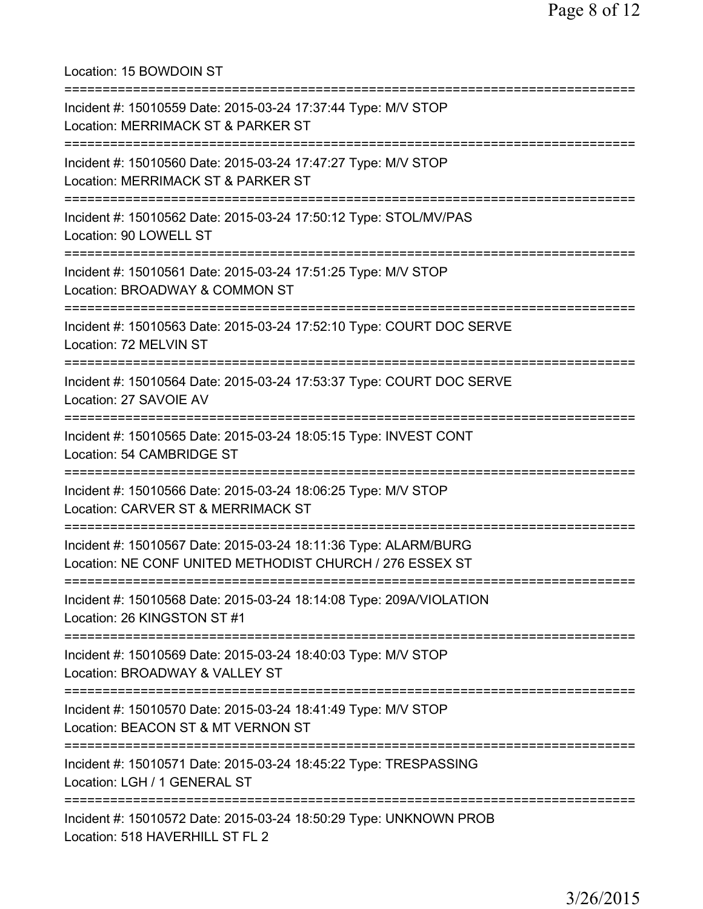Location: 15 BOWDOIN ST

===========================================================================

Incident #: 15010559 Date: 2015-03-24 17:37:44 Type: M/V STOP
Location: MERRIMACK ST & PARKER ST

===========================================================================

Incident #: 15010560 Date: 2015-03-24 17:47:27 Type: M/V STOP
Location: MERRIMACK ST & PARKER ST

===========================================================================

Incident #: 15010562 Date: 2015-03-24 17:50:12 Type: STOL/MV/PAS
Location: 90 LOWELL ST

===========================================================================

Incident #: 15010561 Date: 2015-03-24 17:51:25 Type: M/V STOP
Location: BROADWAY & COMMON ST

===========================================================================

Incident #: 15010563 Date: 2015-03-24 17:52:10 Type: COURT DOC SERVE
Location: 72 MELVIN ST

===========================================================================

Incident #: 15010564 Date: 2015-03-24 17:53:37 Type: COURT DOC SERVE
Location: 27 SAVOIE AV

===========================================================================

Incident #: 15010565 Date: 2015-03-24 18:05:15 Type: INVEST CONT
Location: 54 CAMBRIDGE ST

===========================================================================

Incident #: 15010566 Date: 2015-03-24 18:06:25 Type: M/V STOP
Location: CARVER ST & MERRIMACK ST

===========================================================================

Incident #: 15010567 Date: 2015-03-24 18:11:36 Type: ALARM/BURG
Location: NE CONF UNITED METHODIST CHURCH / 276 ESSEX ST

===========================================================================

Incident #: 15010568 Date: 2015-03-24 18:14:08 Type: 209A/VIOLATION
Location: 26 KINGSTON ST #1

===========================================================================

Incident #: 15010569 Date: 2015-03-24 18:40:03 Type: M/V STOP
Location: BROADWAY & VALLEY ST

===========================================================================

Incident #: 15010570 Date: 2015-03-24 18:41:49 Type: M/V STOP
Location: BEACON ST & MT VERNON ST

===========================================================================

Incident #: 15010571 Date: 2015-03-24 18:45:22 Type: TRESPASSING
Location: LGH / 1 GENERAL ST

===========================================================================

Incident #: 15010572 Date: 2015-03-24 18:50:29 Type: UNKNOWN PROB
Location: 518 HAVERHILL ST FL 2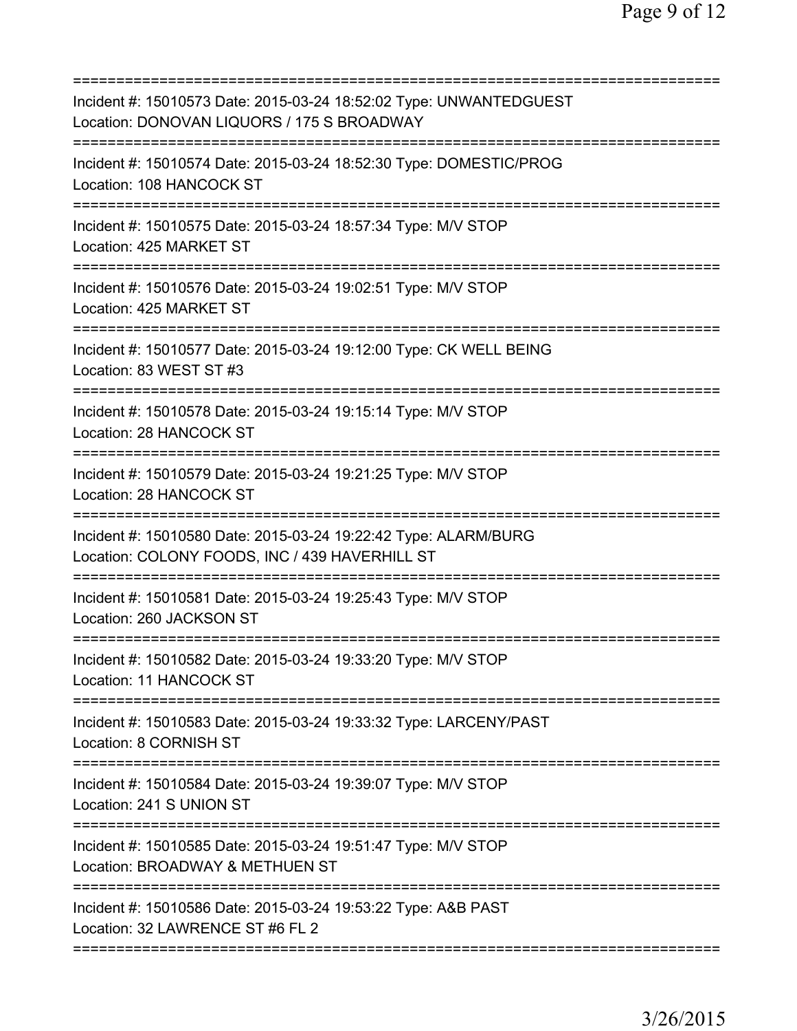===========================================================================
Incident #: 15010573 Date: 2015-03-24 18:52:02 Type: UNWANTEDGUEST
Location: DONOVAN LIQUORS / 175 S BROADWAY
===========================================================================
Incident #: 15010574 Date: 2015-03-24 18:52:30 Type: DOMESTIC/PROG
Location: 108 HANCOCK ST
===========================================================================
Incident #: 15010575 Date: 2015-03-24 18:57:34 Type: M/V STOP
Location: 425 MARKET ST
===========================================================================
Incident #: 15010576 Date: 2015-03-24 19:02:51 Type: M/V STOP
Location: 425 MARKET ST
===========================================================================
Incident #: 15010577 Date: 2015-03-24 19:12:00 Type: CK WELL BEING
Location: 83 WEST ST #3
===========================================================================
Incident #: 15010578 Date: 2015-03-24 19:15:14 Type: M/V STOP
Location: 28 HANCOCK ST
===========================================================================
Incident #: 15010579 Date: 2015-03-24 19:21:25 Type: M/V STOP
Location: 28 HANCOCK ST
===========================================================================
Incident #: 15010580 Date: 2015-03-24 19:22:42 Type: ALARM/BURG
Location: COLONY FOODS, INC / 439 HAVERHILL ST
===========================================================================
Incident #: 15010581 Date: 2015-03-24 19:25:43 Type: M/V STOP
Location: 260 JACKSON ST
===========================================================================
Incident #: 15010582 Date: 2015-03-24 19:33:20 Type: M/V STOP
Location: 11 HANCOCK ST
===========================================================================
Incident #: 15010583 Date: 2015-03-24 19:33:32 Type: LARCENY/PAST
Location: 8 CORNISH ST
===========================================================================
Incident #: 15010584 Date: 2015-03-24 19:39:07 Type: M/V STOP
Location: 241 S UNION ST
===========================================================================
Incident #: 15010585 Date: 2015-03-24 19:51:47 Type: M/V STOP
Location: BROADWAY & METHUEN ST
===========================================================================
Incident #: 15010586 Date: 2015-03-24 19:53:22 Type: A&B PAST
Location: 32 LAWRENCE ST #6 FL 2
===========================================================================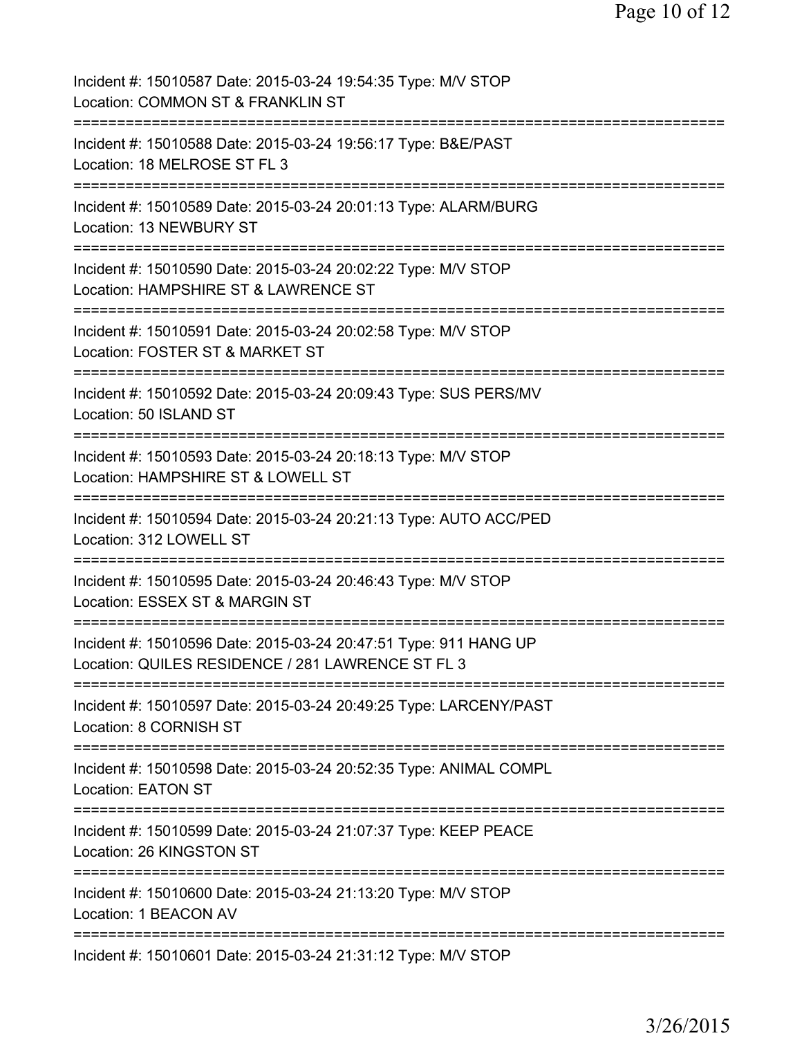Incident #: 15010587 Date: 2015-03-24 19:54:35 Type: M/V STOP
Location: COMMON ST & FRANKLIN ST
===========================================================================
Incident #: 15010588 Date: 2015-03-24 19:56:17 Type: B&E/PAST
Location: 18 MELROSE ST FL 3
===========================================================================
Incident #: 15010589 Date: 2015-03-24 20:01:13 Type: ALARM/BURG
Location: 13 NEWBURY ST
===========================================================================
Incident #: 15010590 Date: 2015-03-24 20:02:22 Type: M/V STOP
Location: HAMPSHIRE ST & LAWRENCE ST
===========================================================================
Incident #: 15010591 Date: 2015-03-24 20:02:58 Type: M/V STOP
Location: FOSTER ST & MARKET ST
===========================================================================
Incident #: 15010592 Date: 2015-03-24 20:09:43 Type: SUS PERS/MV
Location: 50 ISLAND ST
===========================================================================
Incident #: 15010593 Date: 2015-03-24 20:18:13 Type: M/V STOP
Location: HAMPSHIRE ST & LOWELL ST
===========================================================================
Incident #: 15010594 Date: 2015-03-24 20:21:13 Type: AUTO ACC/PED
Location: 312 LOWELL ST
===========================================================================
Incident #: 15010595 Date: 2015-03-24 20:46:43 Type: M/V STOP
Location: ESSEX ST & MARGIN ST
===========================================================================
Incident #: 15010596 Date: 2015-03-24 20:47:51 Type: 911 HANG UP
Location: QUILES RESIDENCE / 281 LAWRENCE ST FL 3
===========================================================================
Incident #: 15010597 Date: 2015-03-24 20:49:25 Type: LARCENY/PAST
Location: 8 CORNISH ST
===========================================================================
Incident #: 15010598 Date: 2015-03-24 20:52:35 Type: ANIMAL COMPL
Location: EATON ST
===========================================================================
Incident #: 15010599 Date: 2015-03-24 21:07:37 Type: KEEP PEACE
Location: 26 KINGSTON ST
===========================================================================
Incident #: 15010600 Date: 2015-03-24 21:13:20 Type: M/V STOP
Location: 1 BEACON AV
===========================================================================
Incident #: 15010601 Date: 2015-03-24 21:31:12 Type: M/V STOP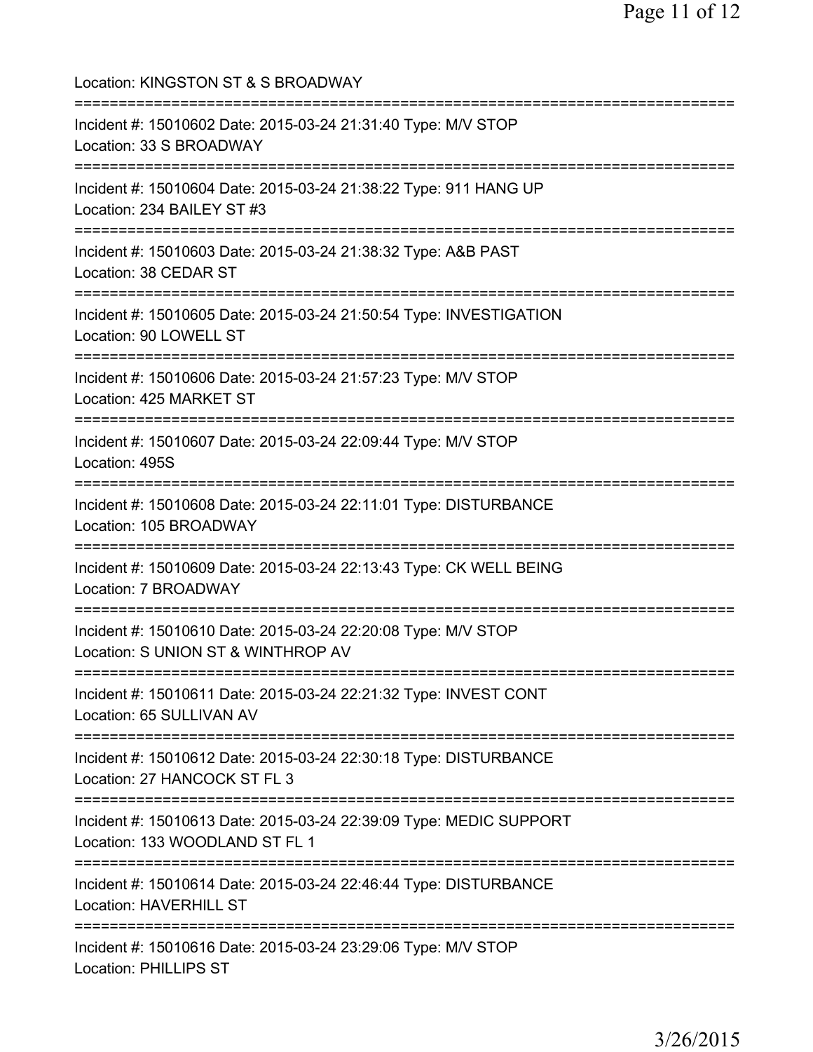Location: KINGSTON ST & S BROADWAY

===========================================================================

Incident #: 15010602 Date: 2015-03-24 21:31:40 Type: M/V STOP
Location: 33 S BROADWAY

===========================================================================

Incident #: 15010604 Date: 2015-03-24 21:38:22 Type: 911 HANG UP
Location: 234 BAILEY ST #3

===========================================================================

Incident #: 15010603 Date: 2015-03-24 21:38:32 Type: A&B PAST
Location: 38 CEDAR ST

===========================================================================

Incident #: 15010605 Date: 2015-03-24 21:50:54 Type: INVESTIGATION
Location: 90 LOWELL ST

===========================================================================

Incident #: 15010606 Date: 2015-03-24 21:57:23 Type: M/V STOP
Location: 425 MARKET ST

===========================================================================

Incident #: 15010607 Date: 2015-03-24 22:09:44 Type: M/V STOP
Location: 495S

===========================================================================

Incident #: 15010608 Date: 2015-03-24 22:11:01 Type: DISTURBANCE
Location: 105 BROADWAY

===========================================================================

Incident #: 15010609 Date: 2015-03-24 22:13:43 Type: CK WELL BEING
Location: 7 BROADWAY

===========================================================================

Incident #: 15010610 Date: 2015-03-24 22:20:08 Type: M/V STOP
Location: S UNION ST & WINTHROP AV

===========================================================================

Incident #: 15010611 Date: 2015-03-24 22:21:32 Type: INVEST CONT
Location: 65 SULLIVAN AV

===========================================================================

Incident #: 15010612 Date: 2015-03-24 22:30:18 Type: DISTURBANCE
Location: 27 HANCOCK ST FL 3

===========================================================================

Incident #: 15010613 Date: 2015-03-24 22:39:09 Type: MEDIC SUPPORT
Location: 133 WOODLAND ST FL 1

===========================================================================

Incident #: 15010614 Date: 2015-03-24 22:46:44 Type: DISTURBANCE
Location: HAVERHILL ST

===========================================================================

Incident #: 15010616 Date: 2015-03-24 23:29:06 Type: M/V STOP
Location: PHILLIPS ST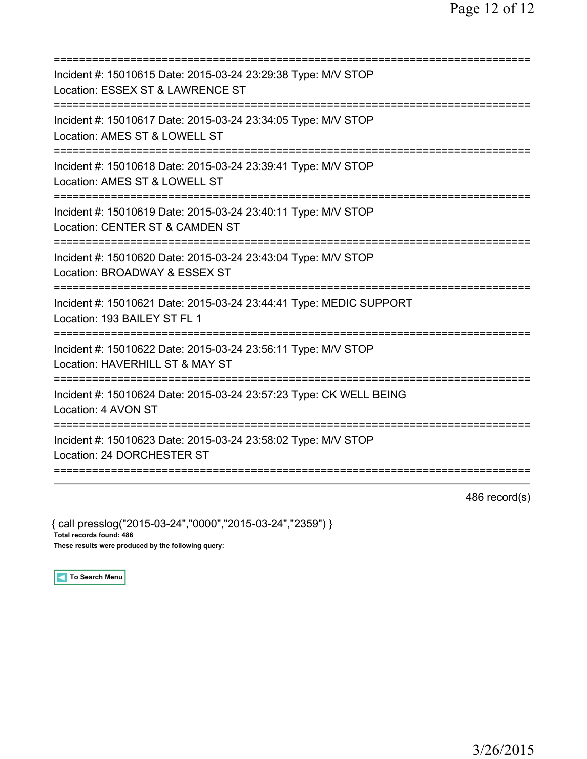===========================================================================

Incident #: 15010615 Date: 2015-03-24 23:29:38 Type: M/V STOP
Location: ESSEX ST & LAWRENCE ST

===========================================================================

Incident #: 15010617 Date: 2015-03-24 23:34:05 Type: M/V STOP
Location: AMES ST & LOWELL ST

===========================================================================

Incident #: 15010618 Date: 2015-03-24 23:39:41 Type: M/V STOP
Location: AMES ST & LOWELL ST

===========================================================================

Incident #: 15010619 Date: 2015-03-24 23:40:11 Type: M/V STOP
Location: CENTER ST & CAMDEN ST

===========================================================================

Incident #: 15010620 Date: 2015-03-24 23:43:04 Type: M/V STOP
Location: BROADWAY & ESSEX ST

===========================================================================

Incident #: 15010621 Date: 2015-03-24 23:44:41 Type: MEDIC SUPPORT
Location: 193 BAILEY ST FL 1

===========================================================================

Incident #: 15010622 Date: 2015-03-24 23:56:11 Type: M/V STOP
Location: HAVERHILL ST & MAY ST

===========================================================================

Incident #: 15010624 Date: 2015-03-24 23:57:23 Type: CK WELL BEING
Location: 4 AVON ST

===========================================================================

Incident #: 15010623 Date: 2015-03-24 23:58:02 Type: M/V STOP
Location: 24 DORCHESTER ST

===========================================================================

486 record(s)

{ call presslog("2015-03-24","0000","2015-03-24","2359") }

**Total records found: 486**

**These results were produced by the following query:**

To Search Menu